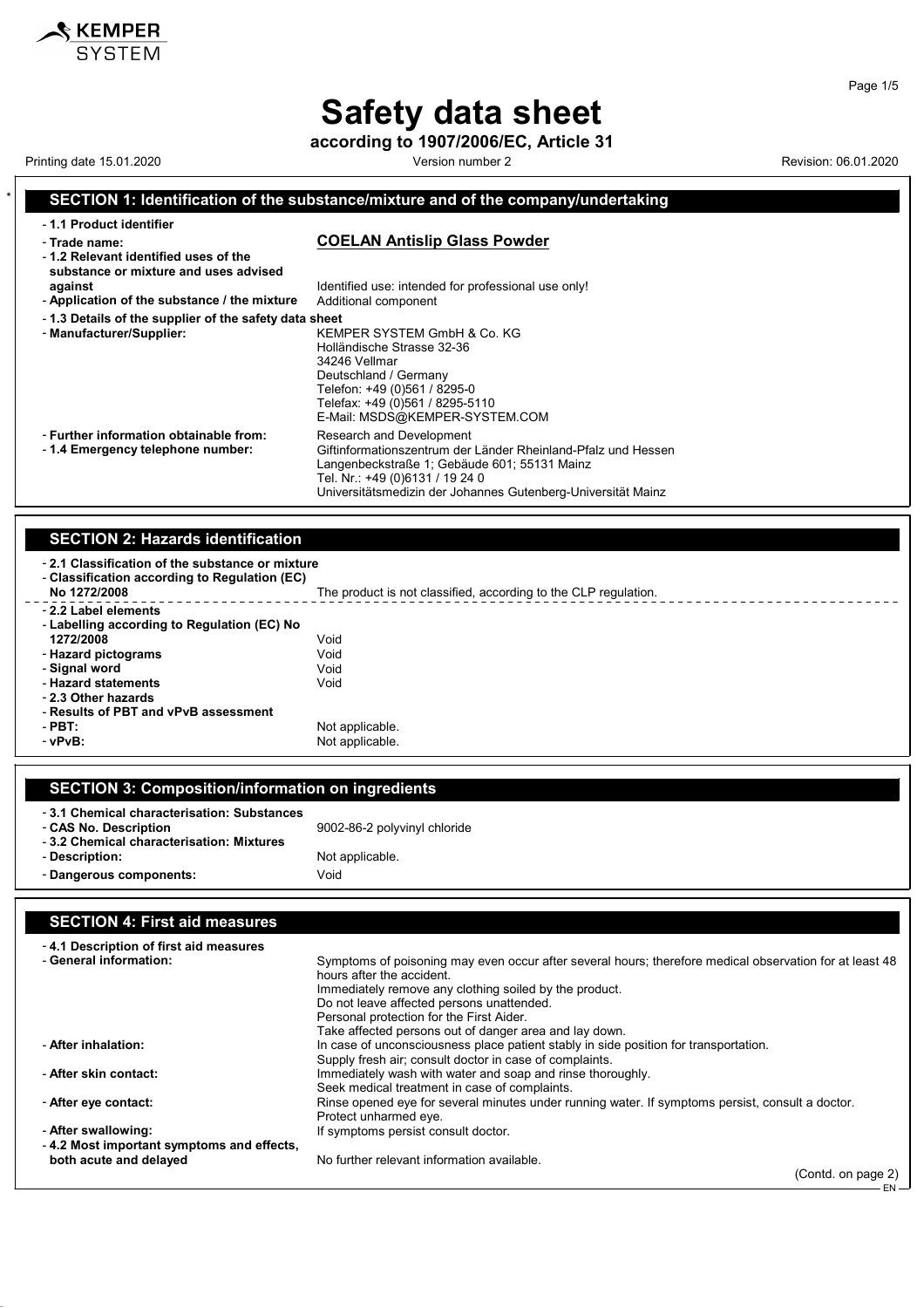# Safety data sheet

**according to 1907/2006/EC, Article 31**

Printing date 15.01.2020 Version number 2 Revision: 06.01.2020

## SECTION 1: Identification of the substance/mixture and of the company/undertaking

- **1.1 Product identifier**
- **Trade name:** **COELAN Antislip Glass Powder**
- **1.2 Relevant identified uses of the substance or mixture and uses advised against** Identified use: intended for professional use only!
- **Application of the substance / the mixture** Additional component
- **1.3 Details of the supplier of the safety data sheet**
- **Manufacturer/Supplier:**
  KEMPER SYSTEM GmbH & Co. KG
  Holländische Strasse 32-36
  34246 Vellmar
  Deutschland / Germany
  Telefon: +49 (0)561 / 8295-0
  Telefax: +49 (0)561 / 8295-5110
  E-Mail: MSDS@KEMPER-SYSTEM.COM
- **Further information obtainable from:** Research and Development
- **1.4 Emergency telephone number:**
  Giftinformationszentrum der Länder Rheinland-Pfalz und Hessen
  Langenbeckstraße 1; Gebäude 601; 55131 Mainz
  Tel. Nr.: +49 (0)6131 / 19 24 0
  Universitätsmedizin der Johannes Gutenberg-Universität Mainz

## SECTION 2: Hazards identification

- **2.1 Classification of the substance or mixture**
- **Classification according to Regulation (EC) No 1272/2008** The product is not classified, according to the CLP regulation.
- **2.2 Label elements**
- **Labelling according to Regulation (EC) No 1272/2008** Void
- **Hazard pictograms** Void
- **Signal word** Void
- **Hazard statements** Void
- **2.3 Other hazards**
- **Results of PBT and vPvB assessment**
- **PBT:** Not applicable.
- **vPvB:** Not applicable.

## SECTION 3: Composition/information on ingredients

- **3.1 Chemical characterisation: Substances**
- **CAS No. Description** 9002-86-2 polyvinyl chloride
- **3.2 Chemical characterisation: Mixtures**
- **Description:** Not applicable.
- **Dangerous components:** Void

## SECTION 4: First aid measures

- **4.1 Description of first aid measures**
- **General information:**
  Symptoms of poisoning may even occur after several hours; therefore medical observation for at least 48 hours after the accident.
  Immediately remove any clothing soiled by the product.
  Do not leave affected persons unattended.
  Personal protection for the First Aider.
  Take affected persons out of danger area and lay down.
- **After inhalation:**
  In case of unconsciousness place patient stably in side position for transportation.
  Supply fresh air; consult doctor in case of complaints.
- **After skin contact:**
  Immediately wash with water and soap and rinse thoroughly.
  Seek medical treatment in case of complaints.
- **After eye contact:**
  Rinse opened eye for several minutes under running water. If symptoms persist, consult a doctor.
  Protect unharmed eye.
- **After swallowing:** If symptoms persist consult doctor.
- **4.2 Most important symptoms and effects, both acute and delayed** No further relevant information available.

(Contd. on page 2)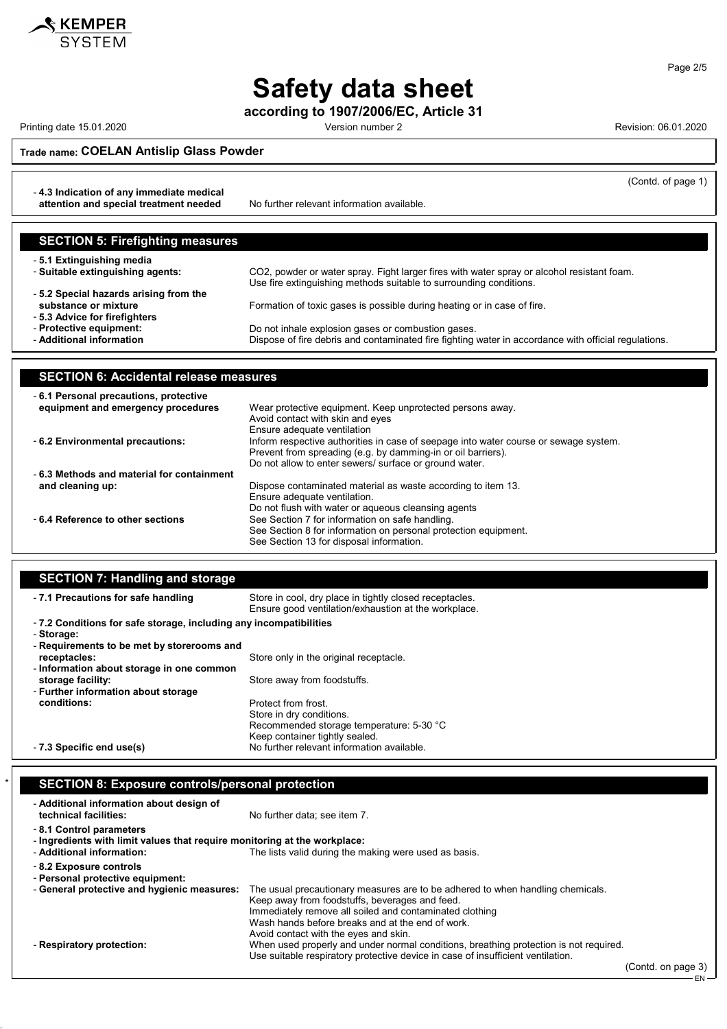**Trade name: COELAN Antislip Glass Powder**

(Contd. of page 1)

- **4.3 Indication of any immediate medical attention and special treatment needed** No further relevant information available.

## SECTION 5: Firefighting measures

- **5.1 Extinguishing media**
- **Suitable extinguishing agents:** $CO_2$, powder or water spray. Fight larger fires with water spray or alcohol resistant foam. Use fire extinguishing methods suitable to surrounding conditions.
- **5.2 Special hazards arising from the substance or mixture** Formation of toxic gases is possible during heating or in case of fire.
- **5.3 Advice for firefighters**
- **Protective equipment:** Do not inhale explosion gases or combustion gases.
- **Additional information** Dispose of fire debris and contaminated fire fighting water in accordance with official regulations.

## SECTION 6: Accidental release measures

- **6.1 Personal precautions, protective equipment and emergency procedures** Wear protective equipment. Keep unprotected persons away.
  Avoid contact with skin and eyes
  Ensure adequate ventilation
- **6.2 Environmental precautions:** Inform respective authorities in case of seepage into water course or sewage system.
  Prevent from spreading (e.g. by damming-in or oil barriers).
  Do not allow to enter sewers/ surface or ground water.
- **6.3 Methods and material for containment and cleaning up:** Dispose contaminated material as waste according to item 13.
  Ensure adequate ventilation.
  Do not flush with water or aqueous cleansing agents
- **6.4 Reference to other sections** See Section 7 for information on safe handling.
  See Section 8 for information on personal protection equipment.
  See Section 13 for disposal information.

## SECTION 7: Handling and storage

- **7.1 Precautions for safe handling** Store in cool, dry place in tightly closed receptacles.
  Ensure good ventilation/exhaustion at the workplace.
- **7.2 Conditions for safe storage, including any incompatibilities**
- **Storage:**
- **Requirements to be met by storerooms and receptacles:** Store only in the original receptacle.
- **Information about storage in one common storage facility:** Store away from foodstuffs.
- **Further information about storage conditions:** Protect from frost.
  Store in dry conditions.
  Recommended storage temperature: 5-30 °C
  Keep container tightly sealed.
- **7.3 Specific end use(s)** No further relevant information available.

## * SECTION 8: Exposure controls/personal protection

- **Additional information about design of technical facilities:** No further data; see item 7.
- **8.1 Control parameters**
- **Ingredients with limit values that require monitoring at the workplace:**
- **Additional information:** The lists valid during the making were used as basis.
- **8.2 Exposure controls**
- **Personal protective equipment:**
- **General protective and hygienic measures:** The usual precautionary measures are to be adhered to when handling chemicals.
  Keep away from foodstuffs, beverages and feed.
  Immediately remove all soiled and contaminated clothing
  Wash hands before breaks and at the end of work.
  Avoid contact with the eyes and skin.
- **Respiratory protection:** When used properly and under normal conditions, breathing protection is not required.
  Use suitable respiratory protective device in case of insufficient ventilation.

(Contd. on page 3)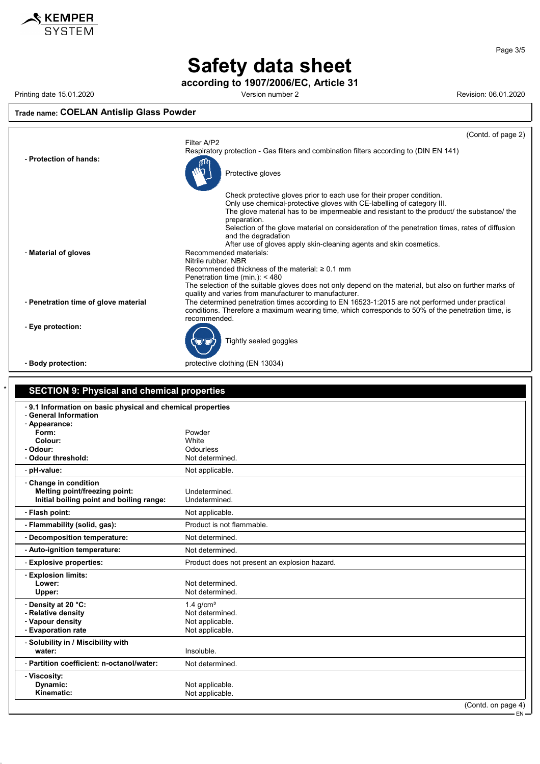**Safety data sheet**

**according to 1907/2006/EC, Article 31**

Printing date 15.01.2020 | Version number 2 | Revision: 06.01.2020

**Trade name: COELAN Antislip Glass Powder**

(Contd. of page 2)

Filter A/P2
Respiratory protection - Gas filters and combination filters according to (DIN EN 141)

**- Protection of hands:**

Protective gloves

Check protective gloves prior to each use for their proper condition.
Only use chemical-protective gloves with CE-labelling of category III.
The glove material has to be impermeable and resistant to the product/ the substance/ the preparation.
Selection of the glove material on consideration of the penetration times, rates of diffusion and the degradation
After use of gloves apply skin-cleaning agents and skin cosmetics.

**- Material of gloves**

Recommended materials:
Nitrile rubber, NBR
Recommended thickness of the material: ≥ 0.1 mm
Penetration time (min.): < 480
The selection of the suitable gloves does not only depend on the material, but also on further marks of quality and varies from manufacturer to manufacturer.

**- Penetration time of glove material**

The determined penetration times according to EN 16523-1:2015 are not performed under practical conditions. Therefore a maximum wearing time, which corresponds to 50% of the penetration time, is recommended.

**- Eye protection:**

Tightly sealed goggles

**- Body protection:** protective clothing (EN 13034)

## SECTION 9: Physical and chemical properties

| | |
|---|---|
| **- 9.1 Information on basic physical and chemical properties** | |
| **- General Information** | |
| **- Appearance:** | |
| **Form:** | Powder |
| **Colour:** | White |
| **- Odour:** | Odourless |
| **- Odour threshold:** | Not determined. |
| **- pH-value:** | Not applicable. |
| **- Change in condition** | |
| **Melting point/freezing point:** | Undetermined. |
| **Initial boiling point and boiling range:** | Undetermined. |
| **- Flash point:** | Not applicable. |
| **- Flammability (solid, gas):** | Product is not flammable. |
| **- Decomposition temperature:** | Not determined. |
| **- Auto-ignition temperature:** | Not determined. |
| **- Explosive properties:** | Product does not present an explosion hazard. |
| **- Explosion limits:** | |
| **Lower:** | Not determined. |
| **Upper:** | Not determined. |
| **- Density at 20 °C:** | 1.4 g/cm³ |
| **- Relative density** | Not determined. |
| **- Vapour density** | Not applicable. |
| **- Evaporation rate** | Not applicable. |
| **- Solubility in / Miscibility with water:** | Insoluble. |
| **- Partition coefficient: n-octanol/water:** | Not determined. |
| **- Viscosity:** | |
| **Dynamic:** | Not applicable. |
| **Kinematic:** | Not applicable. |

(Contd. on page 4)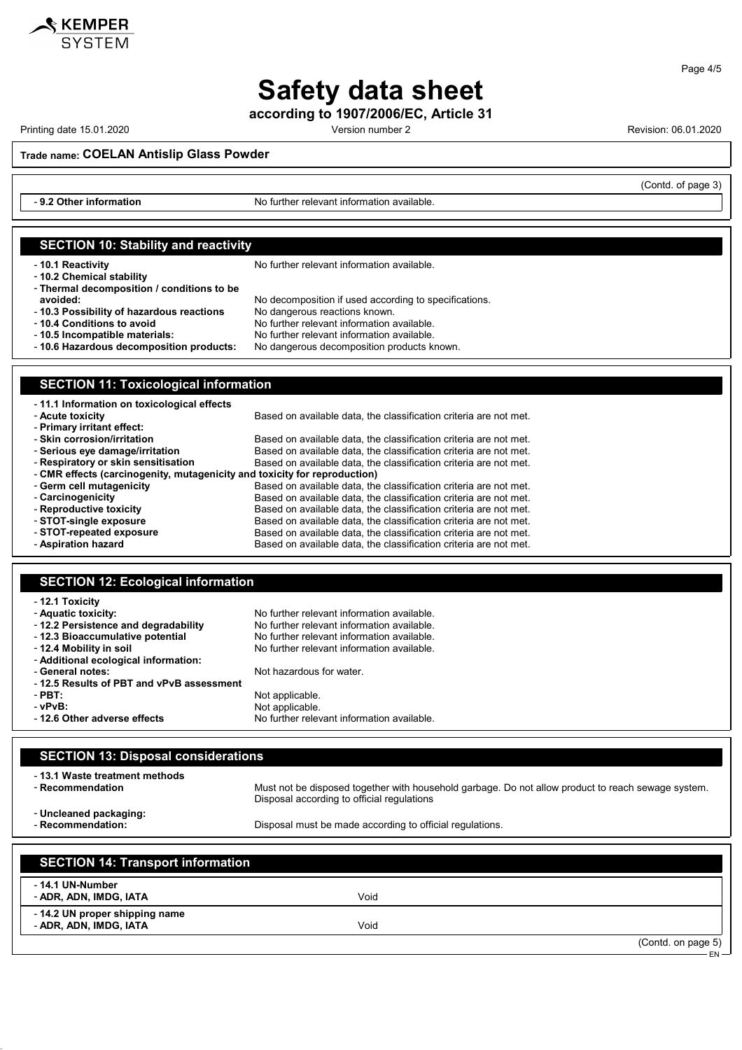**Trade name: COELAN Antislip Glass Powder**

(Contd. of page 3)

- **9.2 Other information** No further relevant information available.

## SECTION 10: Stability and reactivity

- **10.1 Reactivity** No further relevant information available.
- **10.2 Chemical stability**
- **Thermal decomposition / conditions to be avoided:** No decomposition if used according to specifications.
- **10.3 Possibility of hazardous reactions** No dangerous reactions known.
- **10.4 Conditions to avoid** No further relevant information available.
- **10.5 Incompatible materials:** No further relevant information available.
- **10.6 Hazardous decomposition products:** No dangerous decomposition products known.

## SECTION 11: Toxicological information

- **11.1 Information on toxicological effects**
- **Acute toxicity** Based on available data, the classification criteria are not met.
- **Primary irritant effect:**
- **Skin corrosion/irritation** Based on available data, the classification criteria are not met.
- **Serious eye damage/irritation** Based on available data, the classification criteria are not met.
- **Respiratory or skin sensitisation** Based on available data, the classification criteria are not met.
- **CMR effects (carcinogenity, mutagenicity and toxicity for reproduction)**
- **Germ cell mutagenicity** Based on available data, the classification criteria are not met.
- **Carcinogenicity** Based on available data, the classification criteria are not met.
- **Reproductive toxicity** Based on available data, the classification criteria are not met.
- **STOT-single exposure** Based on available data, the classification criteria are not met.
- **STOT-repeated exposure** Based on available data, the classification criteria are not met.
- **Aspiration hazard** Based on available data, the classification criteria are not met.

## SECTION 12: Ecological information

- **12.1 Toxicity**
- **Aquatic toxicity:** No further relevant information available.
- **12.2 Persistence and degradability** No further relevant information available.
- **12.3 Bioaccumulative potential** No further relevant information available.
- **12.4 Mobility in soil** No further relevant information available.
- **Additional ecological information:**
- **General notes:** Not hazardous for water.
- **12.5 Results of PBT and vPvB assessment**
- **PBT:** Not applicable.
- **vPvB:** Not applicable.
- **12.6 Other adverse effects** No further relevant information available.

## SECTION 13: Disposal considerations

- **13.1 Waste treatment methods**
- **Recommendation** Must not be disposed together with household garbage. Do not allow product to reach sewage system. Disposal according to official regulations
- **Uncleaned packaging:**
- **Recommendation:** Disposal must be made according to official regulations.

## SECTION 14: Transport information

- **14.1 UN-Number**
- **ADR, ADN, IMDG, IATA** Void
- **14.2 UN proper shipping name**
- **ADR, ADN, IMDG, IATA** Void

(Contd. on page 5)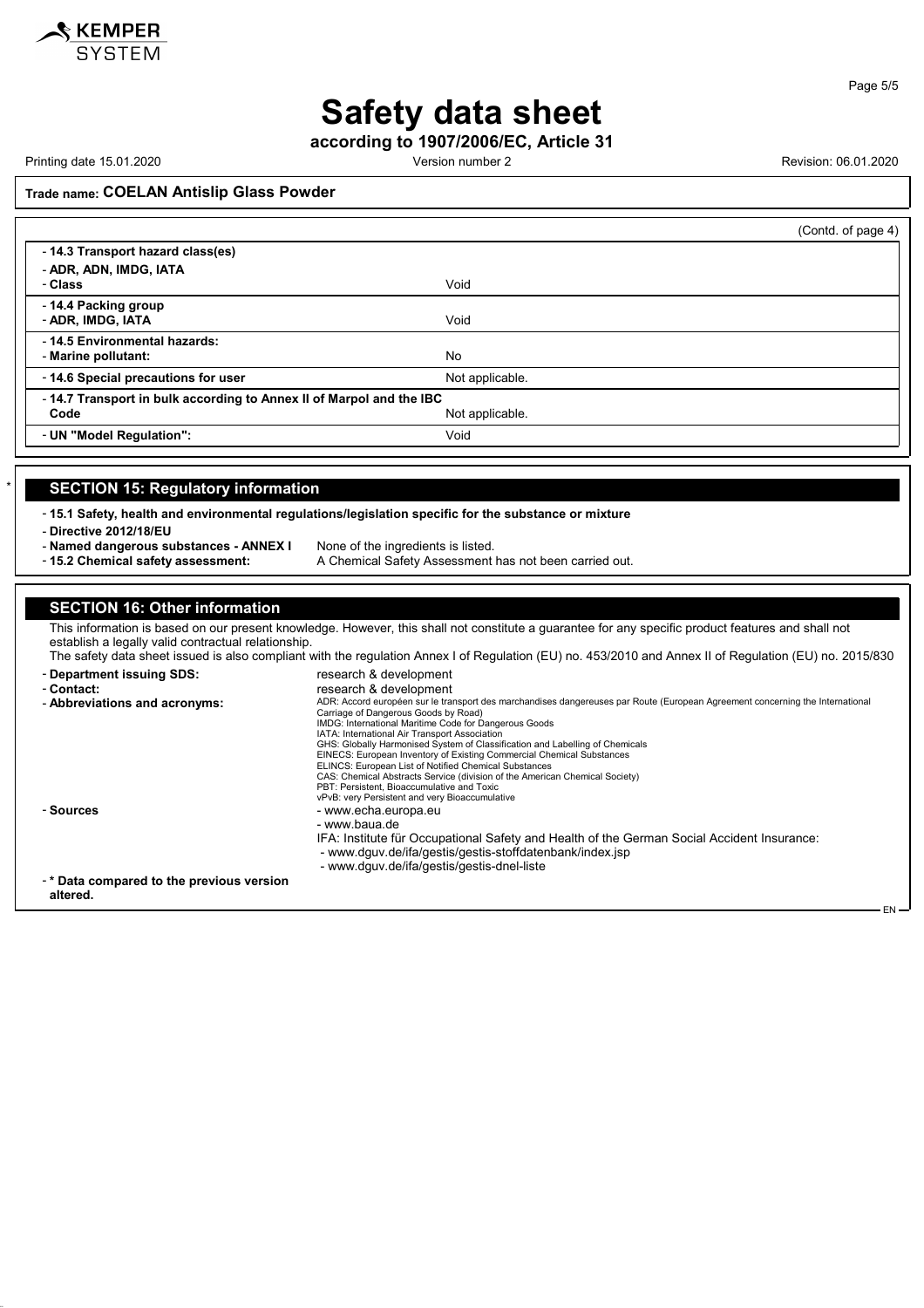**Safety data sheet**

**according to 1907/2006/EC, Article 31**

Printing date 15.01.2020 Version number 2 Revision: 06.01.2020

**Trade name: COELAN Antislip Glass Powder**

(Contd. of page 4)

| | |
|---|---|
| - **14.3 Transport hazard class(es)** | |
| - **ADR, ADN, IMDG, IATA** | |
| - **Class** | Void |
| - **14.4 Packing group** | |
| - **ADR, IMDG, IATA** | Void |
| - **14.5 Environmental hazards:** | |
| - **Marine pollutant:** | No |
| - **14.6 Special precautions for user** | Not applicable. |
| - **14.7 Transport in bulk according to Annex II of Marpol and the IBC Code** | Not applicable. |
| - **UN "Model Regulation":** | Void |

\* 

## SECTION 15: Regulatory information

- **15.1 Safety, health and environmental regulations/legislation specific for the substance or mixture**
- **Directive 2012/18/EU**
- **Named dangerous substances - ANNEX I** None of the ingredients is listed.
- **15.2 Chemical safety assessment:** A Chemical Safety Assessment has not been carried out.

## SECTION 16: Other information

This information is based on our present knowledge. However, this shall not constitute a guarantee for any specific product features and shall not establish a legally valid contractual relationship.

The safety data sheet issued is also compliant with the regulation Annex I of Regulation (EU) no. 453/2010 and Annex II of Regulation (EU) no. 2015/830

- **Department issuing SDS:** research & development
- **Contact:** research & development
- **Abbreviations and acronyms:**
  ADR: Accord européen sur le transport des marchandises dangereuses par Route (European Agreement concerning the International Carriage of Dangerous Goods by Road)
  IMDG: International Maritime Code for Dangerous Goods
  IATA: International Air Transport Association
  GHS: Globally Harmonised System of Classification and Labelling of Chemicals
  EINECS: European Inventory of Existing Commercial Chemical Substances
  ELINCS: European List of Notified Chemical Substances
  CAS: Chemical Abstracts Service (division of the American Chemical Society)
  PBT: Persistent, Bioaccumulative and Toxic
  vPvB: very Persistent and very Bioaccumulative
- **Sources**
  - www.echa.europa.eu
  - www.baua.de
  
  IFA: Institute für Occupational Safety and Health of the German Social Accident Insurance:
  - www.dguv.de/ifa/gestis/gestis-stoffdatenbank/index.jsp
  - www.dguv.de/ifa/gestis/gestis-dnel-liste
- **\* Data compared to the previous version altered.**

EN